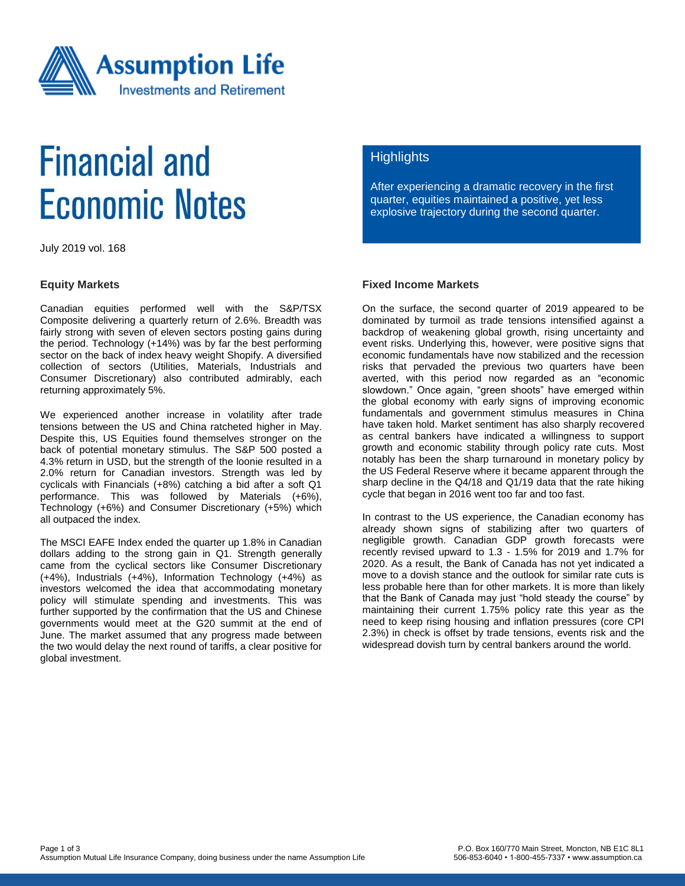# Financial and Economic Notes

July 2019 vol. 168

## Highlights

After experiencing a dramatic recovery in the first quarter, equities maintained a positive, yet less explosive trajectory during the second quarter.

### Equity Markets

Canadian equities performed well with the S&P/TSX Composite delivering a quarterly return of 2.6%. Breadth was fairly strong with seven of eleven sectors posting gains during the period. Technology (+14%) was by far the best performing sector on the back of index heavy weight Shopify. A diversified collection of sectors (Utilities, Materials, Industrials and Consumer Discretionary) also contributed admirably, each returning approximately 5%.

We experienced another increase in volatility after trade tensions between the US and China ratcheted higher in May. Despite this, US Equities found themselves stronger on the back of potential monetary stimulus. The S&P 500 posted a 4.3% return in USD, but the strength of the loonie resulted in a 2.0% return for Canadian investors. Strength was led by cyclicals with Financials (+8%) catching a bid after a soft Q1 performance. This was followed by Materials (+6%), Technology (+6%) and Consumer Discretionary (+5%) which all outpaced the index.

The MSCI EAFE Index ended the quarter up 1.8% in Canadian dollars adding to the strong gain in Q1. Strength generally came from the cyclical sectors like Consumer Discretionary (+4%), Industrials (+4%), Information Technology (+4%) as investors welcomed the idea that accommodating monetary policy will stimulate spending and investments. This was further supported by the confirmation that the US and Chinese governments would meet at the G20 summit at the end of June. The market assumed that any progress made between the two would delay the next round of tariffs, a clear positive for global investment.

### Fixed Income Markets

On the surface, the second quarter of 2019 appeared to be dominated by turmoil as trade tensions intensified against a backdrop of weakening global growth, rising uncertainty and event risks. Underlying this, however, were positive signs that economic fundamentals have now stabilized and the recession risks that pervaded the previous two quarters have been averted, with this period now regarded as an "economic slowdown." Once again, "green shoots" have emerged within the global economy with early signs of improving economic fundamentals and government stimulus measures in China have taken hold. Market sentiment has also sharply recovered as central bankers have indicated a willingness to support growth and economic stability through policy rate cuts. Most notably has been the sharp turnaround in monetary policy by the US Federal Reserve where it became apparent through the sharp decline in the Q4/18 and Q1/19 data that the rate hiking cycle that began in 2016 went too far and too fast.

In contrast to the US experience, the Canadian economy has already shown signs of stabilizing after two quarters of negligible growth. Canadian GDP growth forecasts were recently revised upward to 1.3 - 1.5% for 2019 and 1.7% for 2020. As a result, the Bank of Canada has not yet indicated a move to a dovish stance and the outlook for similar rate cuts is less probable here than for other markets. It is more than likely that the Bank of Canada may just "hold steady the course" by maintaining their current 1.75% policy rate this year as the need to keep rising housing and inflation pressures (core CPI 2.3%) in check is offset by trade tensions, events risk and the widespread dovish turn by central bankers around the world.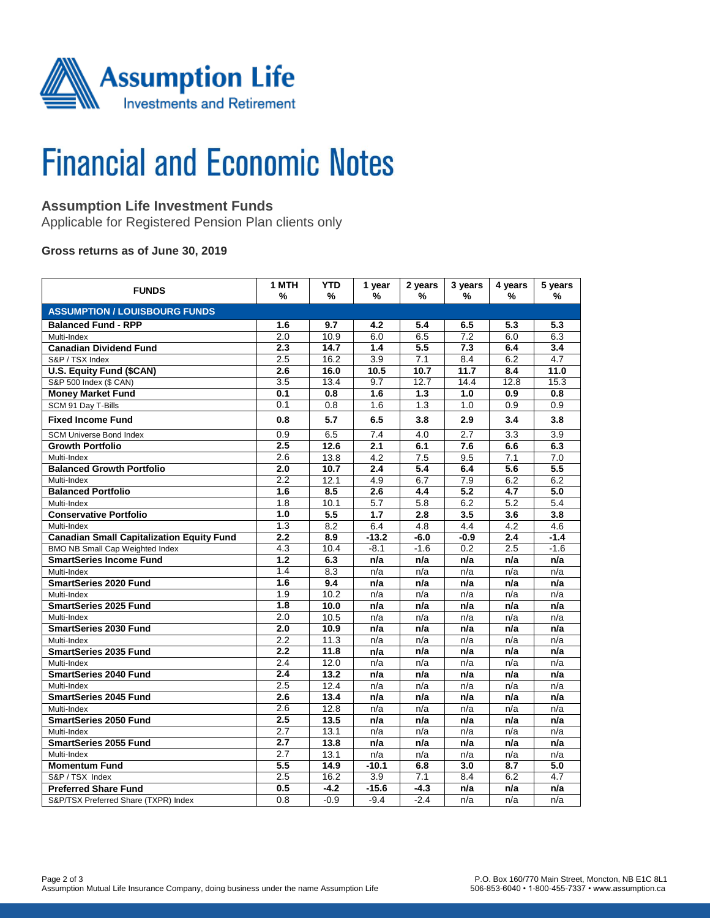Assumption Life
Investments and Retirement

# Financial and Economic Notes

## Assumption Life Investment Funds

Applicable for Registered Pension Plan clients only

### Gross returns as of June 30, 2019

| FUNDS | 1 MTH % | YTD % | 1 year % | 2 years % | 3 years % | 4 years % | 5 years % |
|---|---|---|---|---|---|---|---|
| **ASSUMPTION / LOUISBOURG FUNDS** | | | | | | | |
| **Balanced Fund - RPP** | **1.6** | **9.7** | **4.2** | **5.4** | **6.5** | **5.3** | **5.3** |
| Multi-Index | 2.0 | 10.9 | 6.0 | 6.5 | 7.2 | 6.0 | 6.3 |
| **Canadian Dividend Fund** | **2.3** | **14.7** | **1.4** | **5.5** | **7.3** | **6.4** | **3.4** |
| S&P / TSX Index | 2.5 | 16.2 | 3.9 | 7.1 | 8.4 | 6.2 | 4.7 |
| **U.S. Equity Fund ($CAN)** | **2.6** | **16.0** | **10.5** | **10.7** | **11.7** | **8.4** | **11.0** |
| S&P 500 Index ($ CAN) | 3.5 | 13.4 | 9.7 | 12.7 | 14.4 | 12.8 | 15.3 |
| **Money Market Fund** | **0.1** | **0.8** | **1.6** | **1.3** | **1.0** | **0.9** | **0.8** |
| SCM 91 Day T-Bills | 0.1 | 0.8 | 1.6 | 1.3 | 1.0 | 0.9 | 0.9 |
| **Fixed Income Fund** | **0.8** | **5.7** | **6.5** | **3.8** | **2.9** | **3.4** | **3.8** |
| SCM Universe Bond Index | 0.9 | 6.5 | 7.4 | 4.0 | 2.7 | 3.3 | 3.9 |
| **Growth Portfolio** | **2.5** | **12.6** | **2.1** | **6.1** | **7.6** | **6.6** | **6.3** |
| Multi-Index | 2.6 | 13.8 | 4.2 | 7.5 | 9.5 | 7.1 | 7.0 |
| **Balanced Growth Portfolio** | **2.0** | **10.7** | **2.4** | **5.4** | **6.4** | **5.6** | **5.5** |
| Multi-Index | 2.2 | 12.1 | 4.9 | 6.7 | 7.9 | 6.2 | 6.2 |
| **Balanced Portfolio** | **1.6** | **8.5** | **2.6** | **4.4** | **5.2** | **4.7** | **5.0** |
| Multi-Index | 1.8 | 10.1 | 5.7 | 5.8 | 6.2 | 5.2 | 5.4 |
| **Conservative Portfolio** | **1.0** | **5.5** | **1.7** | **2.8** | **3.5** | **3.6** | **3.8** |
| Multi-Index | 1.3 | 8.2 | 6.4 | 4.8 | 4.4 | 4.2 | 4.6 |
| **Canadian Small Capitalization Equity Fund** | **2.2** | **8.9** | **-13.2** | **-6.0** | **-0.9** | **2.4** | **-1.4** |
| BMO NB Small Cap Weighted Index | 4.3 | 10.4 | -8.1 | -1.6 | 0.2 | 2.5 | -1.6 |
| **SmartSeries Income Fund** | **1.2** | **6.3** | **n/a** | **n/a** | **n/a** | **n/a** | **n/a** |
| Multi-Index | 1.4 | 8.3 | n/a | n/a | n/a | n/a | n/a |
| **SmartSeries 2020 Fund** | **1.6** | **9.4** | **n/a** | **n/a** | **n/a** | **n/a** | **n/a** |
| Multi-Index | 1.9 | 10.2 | n/a | n/a | n/a | n/a | n/a |
| **SmartSeries 2025 Fund** | **1.8** | **10.0** | **n/a** | **n/a** | **n/a** | **n/a** | **n/a** |
| Multi-Index | 2.0 | 10.5 | n/a | n/a | n/a | n/a | n/a |
| **SmartSeries 2030 Fund** | **2.0** | **10.9** | **n/a** | **n/a** | **n/a** | **n/a** | **n/a** |
| Multi-Index | 2.2 | 11.3 | n/a | n/a | n/a | n/a | n/a |
| **SmartSeries 2035 Fund** | **2.2** | **11.8** | **n/a** | **n/a** | **n/a** | **n/a** | **n/a** |
| Multi-Index | 2.4 | 12.0 | n/a | n/a | n/a | n/a | n/a |
| **SmartSeries 2040 Fund** | **2.4** | **13.2** | **n/a** | **n/a** | **n/a** | **n/a** | **n/a** |
| Multi-Index | 2.5 | 12.4 | n/a | n/a | n/a | n/a | n/a |
| **SmartSeries 2045 Fund** | **2.6** | **13.4** | **n/a** | **n/a** | **n/a** | **n/a** | **n/a** |
| Multi-Index | 2.6 | 12.8 | n/a | n/a | n/a | n/a | n/a |
| **SmartSeries 2050 Fund** | **2.5** | **13.5** | **n/a** | **n/a** | **n/a** | **n/a** | **n/a** |
| Multi-Index | 2.7 | 13.1 | n/a | n/a | n/a | n/a | n/a |
| **SmartSeries 2055 Fund** | **2.7** | **13.8** | **n/a** | **n/a** | **n/a** | **n/a** | **n/a** |
| Multi-Index | 2.7 | 13.1 | n/a | n/a | n/a | n/a | n/a |
| **Momentum Fund** | **5.5** | **14.9** | **-10.1** | **6.8** | **3.0** | **8.7** | **5.0** |
| S&P / TSX Index | 2.5 | 16.2 | 7.1 | 7.1 | 8.4 | 6.2 | 4.7 |
| **Preferred Share Fund** | **0.5** | **-4.2** | **-15.6** | **-4.3** | **n/a** | **n/a** | **n/a** |
| S&P/TSX Preferred Share (TXPR) Index | 0.8 | -0.9 | -9.4 | -2.4 | n/a | n/a | n/a |

Assumption Mutual Life Insurance Company, doing business under the name Assumption Life

P.O. Box 160/770 Main Street, Moncton, NB E1C 8L1
506-853-6040 • 1-800-455-7337 • www.assumption.ca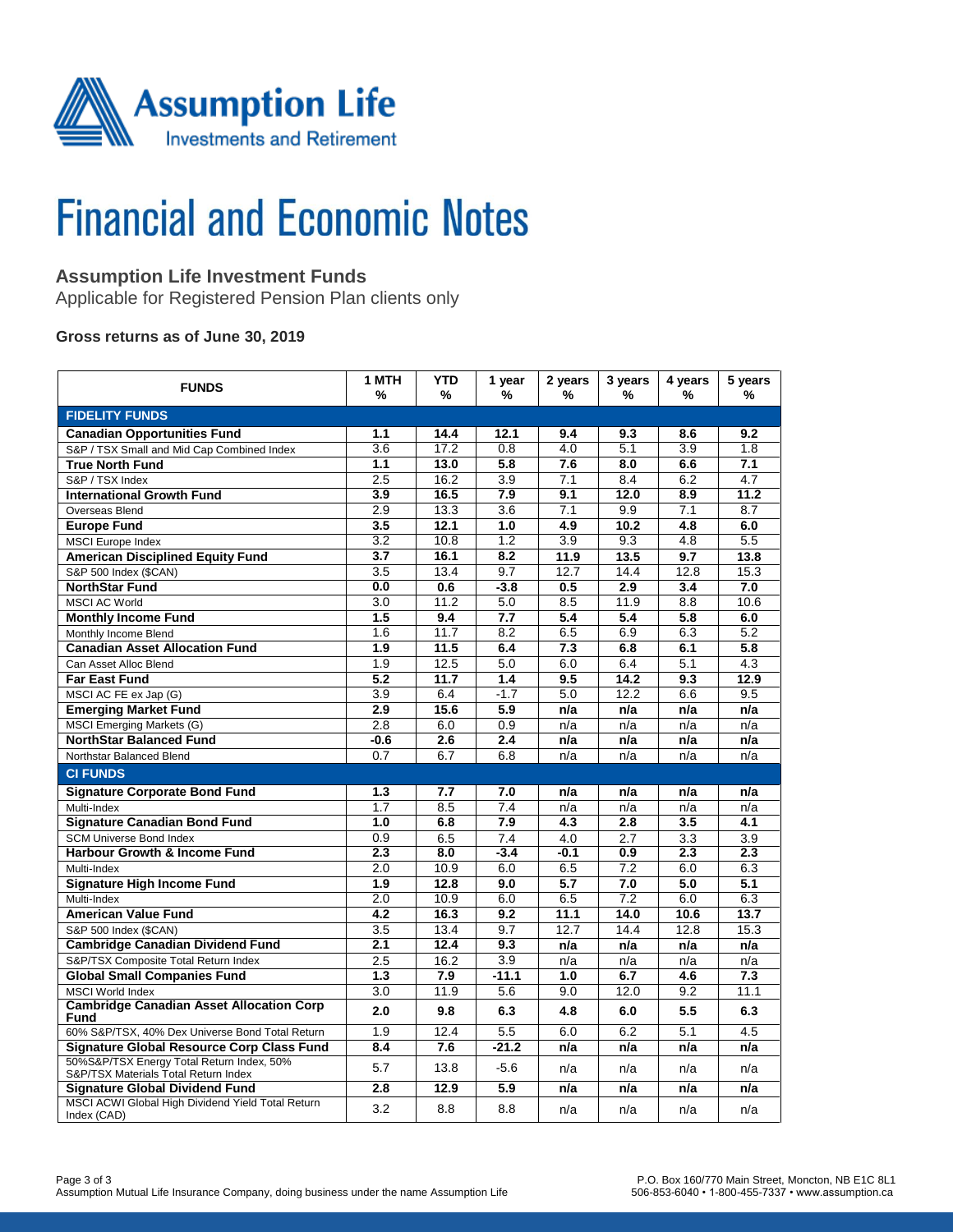# Financial and Economic Notes

## Assumption Life Investment Funds

Applicable for Registered Pension Plan clients only

### Gross returns as of June 30, 2019

| FUNDS | 1 MTH % | YTD % | 1 year % | 2 years % | 3 years % | 4 years % | 5 years % |
|---|---|---|---|---|---|---|---|
| **FIDELITY FUNDS** | | | | | | | |
| **Canadian Opportunities Fund** | **1.1** | **14.4** | **12.1** | **9.4** | **9.3** | **8.6** | **9.2** |
| S&P / TSX Small and Mid Cap Combined Index | 3.6 | 17.2 | 0.8 | 4.0 | 5.1 | 3.9 | 1.8 |
| **True North Fund** | **1.1** | **13.0** | **5.8** | **7.6** | **8.0** | **6.6** | **7.1** |
| S&P / TSX Index | 2.5 | 16.2 | 3.9 | 7.1 | 8.4 | 6.2 | 4.7 |
| **International Growth Fund** | **3.9** | **16.5** | **7.9** | **9.1** | **12.0** | **8.9** | **11.2** |
| Overseas Blend | 2.9 | 13.3 | 3.6 | 7.1 | 9.9 | 7.1 | 8.7 |
| **Europe Fund** | **3.5** | **12.1** | **1.0** | **4.9** | **10.2** | **4.8** | **6.0** |
| MSCI Europe Index | 3.2 | 10.8 | 1.2 | 3.9 | 9.3 | 4.8 | 5.5 |
| **American Disciplined Equity Fund** | **3.7** | **16.1** | **8.2** | **11.9** | **13.5** | **9.7** | **13.8** |
| S&P 500 Index ($CAN) | 3.5 | 13.4 | 9.7 | 12.7 | 14.4 | 12.8 | 15.3 |
| **NorthStar Fund** | **0.0** | **0.6** | **-3.8** | **0.5** | **2.9** | **3.4** | **7.0** |
| MSCI AC World | 3.0 | 11.2 | 5.0 | 8.5 | 11.9 | 8.8 | 10.6 |
| **Monthly Income Fund** | **1.5** | **9.4** | **7.7** | **5.4** | **5.4** | **5.8** | **6.0** |
| Monthly Income Blend | 1.6 | 11.7 | 8.2 | 6.5 | 6.9 | 6.3 | 5.2 |
| **Canadian Asset Allocation Fund** | **1.9** | **11.5** | **6.4** | **7.3** | **6.8** | **6.1** | **5.8** |
| Can Asset Alloc Blend | 1.9 | 12.5 | 5.0 | 6.0 | 6.4 | 5.1 | 4.3 |
| **Far East Fund** | **5.2** | **11.7** | **1.4** | **9.5** | **14.2** | **9.3** | **12.9** |
| MSCI AC FE ex Jap (G) | 3.9 | 6.4 | -1.7 | 5.0 | 12.2 | 6.6 | 9.5 |
| **Emerging Market Fund** | **2.9** | **15.6** | **5.9** | **n/a** | **n/a** | **n/a** | **n/a** |
| MSCI Emerging Markets (G) | 2.8 | 6.0 | 0.9 | n/a | n/a | n/a | n/a |
| **NorthStar Balanced Fund** | **-0.6** | **2.6** | **2.4** | **n/a** | **n/a** | **n/a** | **n/a** |
| Northstar Balanced Blend | 0.7 | 6.7 | 6.8 | n/a | n/a | n/a | n/a |
| **CI FUNDS** | | | | | | | |
| **Signature Corporate Bond Fund** | **1.3** | **7.7** | **7.0** | **n/a** | **n/a** | **n/a** | **n/a** |
| Multi-Index | 1.7 | 8.5 | 7.4 | n/a | n/a | n/a | n/a |
| **Signature Canadian Bond Fund** | **1.0** | **6.8** | **7.9** | **4.3** | **2.8** | **3.5** | **4.1** |
| SCM Universe Bond Index | 0.9 | 6.5 | 7.4 | 4.0 | 2.7 | 3.3 | 3.9 |
| **Harbour Growth & Income Fund** | **2.3** | **8.0** | **-3.4** | **-0.1** | **0.9** | **2.3** | **2.3** |
| Multi-Index | 2.0 | 10.9 | 6.0 | 6.5 | 7.2 | 6.0 | 6.3 |
| **Signature High Income Fund** | **1.9** | **12.8** | **9.0** | **5.7** | **7.0** | **5.0** | **5.1** |
| Multi-Index | 2.0 | 10.9 | 6.0 | 6.5 | 7.2 | 6.0 | 6.3 |
| **American Value Fund** | **4.2** | **16.3** | **9.2** | **11.1** | **14.0** | **10.6** | **13.7** |
| S&P 500 Index ($CAN) | 3.5 | 13.4 | 9.7 | 12.7 | 14.4 | 12.8 | 15.3 |
| **Cambridge Canadian Dividend Fund** | **2.1** | **12.4** | **9.3** | **n/a** | **n/a** | **n/a** | **n/a** |
| S&P/TSX Composite Total Return Index | 2.5 | 16.2 | 3.9 | n/a | n/a | n/a | n/a |
| **Global Small Companies Fund** | **1.3** | **7.9** | **-11.1** | **1.0** | **6.7** | **4.6** | **7.3** |
| MSCI World Index | 3.0 | 11.9 | 5.6 | 9.0 | 12.0 | 9.2 | 11.1 |
| **Cambridge Canadian Asset Allocation Corp Fund** | **2.0** | **9.8** | **6.3** | **4.8** | **6.0** | **5.5** | **6.3** |
| 60% S&P/TSX, 40% Dex Universe Bond Total Return | 1.9 | 12.4 | 5.5 | 6.0 | 6.2 | 5.1 | 4.5 |
| **Signature Global Resource Corp Class Fund** | **8.4** | **7.6** | **-21.2** | **n/a** | **n/a** | **n/a** | **n/a** |
| 50%S&P/TSX Energy Total Return Index, 50% S&P/TSX Materials Total Return Index | 5.7 | 13.8 | -5.6 | n/a | n/a | n/a | n/a |
| **Signature Global Dividend Fund** | **2.8** | **12.9** | **5.9** | **n/a** | **n/a** | **n/a** | **n/a** |
| MSCI ACWI Global High Dividend Yield Total Return Index (CAD) | 3.2 | 8.8 | 8.8 | n/a | n/a | n/a | n/a |

Assumption Mutual Life Insurance Company, doing business under the name Assumption Life

P.O. Box 160/770 Main Street, Moncton, NB E1C 8L1
506-853-6040 • 1-800-455-7337 • www.assumption.ca